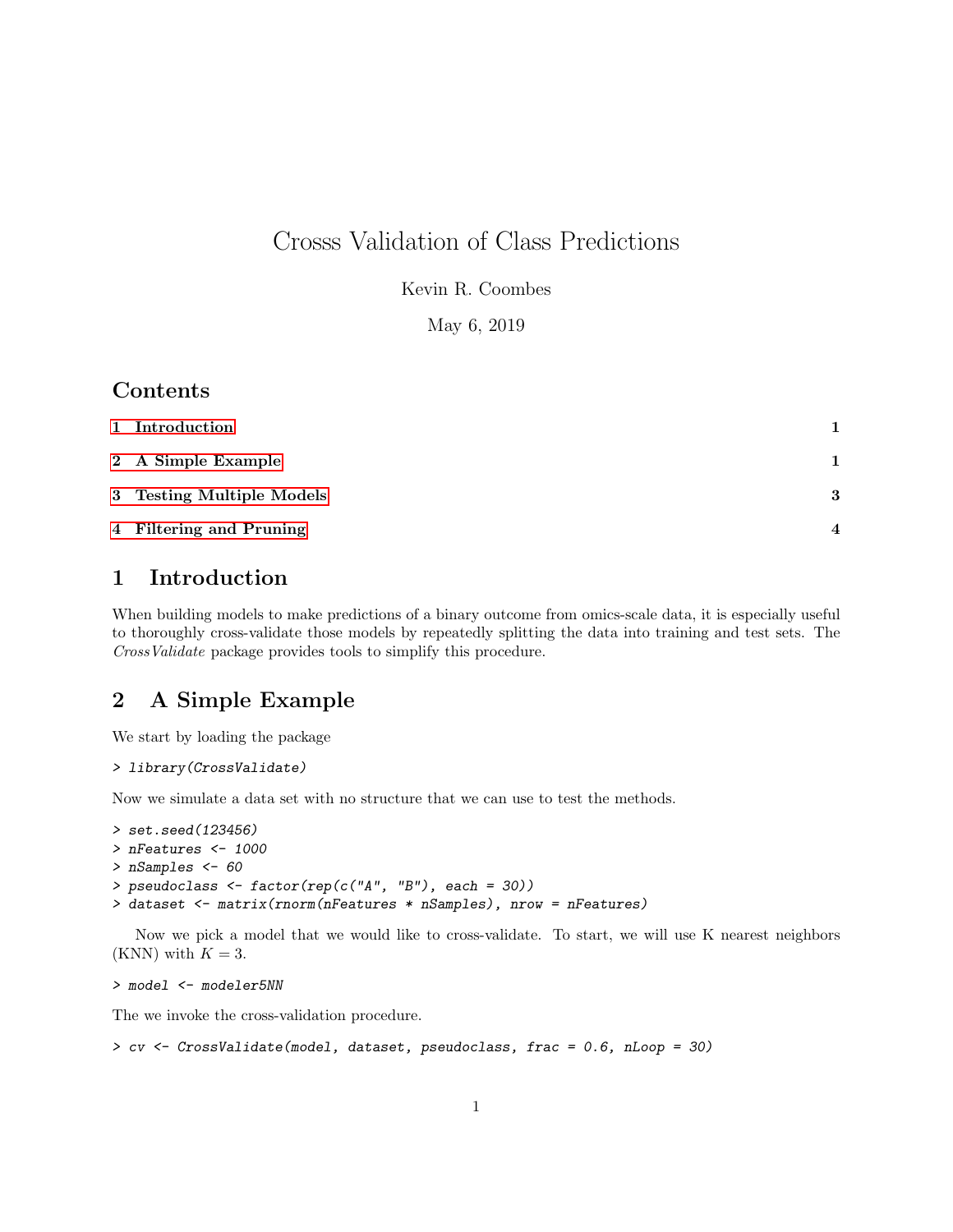# Crosss Validation of Class Predictions

Kevin R. Coombes

May 6, 2019

## Contents

1 Introduction 1

2 A Simple Example 1

3 Testing Multiple Models 3

4 Filtering and Pruning 4

## 1 Introduction

When building models to make predictions of a binary outcome from omics-scale data, it is especially useful to thoroughly cross-validate those models by repeatedly splitting the data into training and test sets. The *CrossValidate* package provides tools to simplify this procedure.

## 2 A Simple Example

We start by loading the package

```
> library(CrossValidate)
```

Now we simulate a data set with no structure that we can use to test the methods.

```
> set.seed(123456)
> nFeatures <- 1000
> nSamples <- 60
> pseudoclass <- factor(rep(c("A", "B"), each = 30))
> dataset <- matrix(rnorm(nFeatures * nSamples), nrow = nFeatures)
```

Now we pick a model that we would like to cross-validate. To start, we will use K nearest neighbors (KNN) with $K = 3$.

```
> model <- modeler5NN
```

The we invoke the cross-validation procedure.

```
> cv <- CrossValidate(model, dataset, pseudoclass, frac = 0.6, nLoop = 30)
```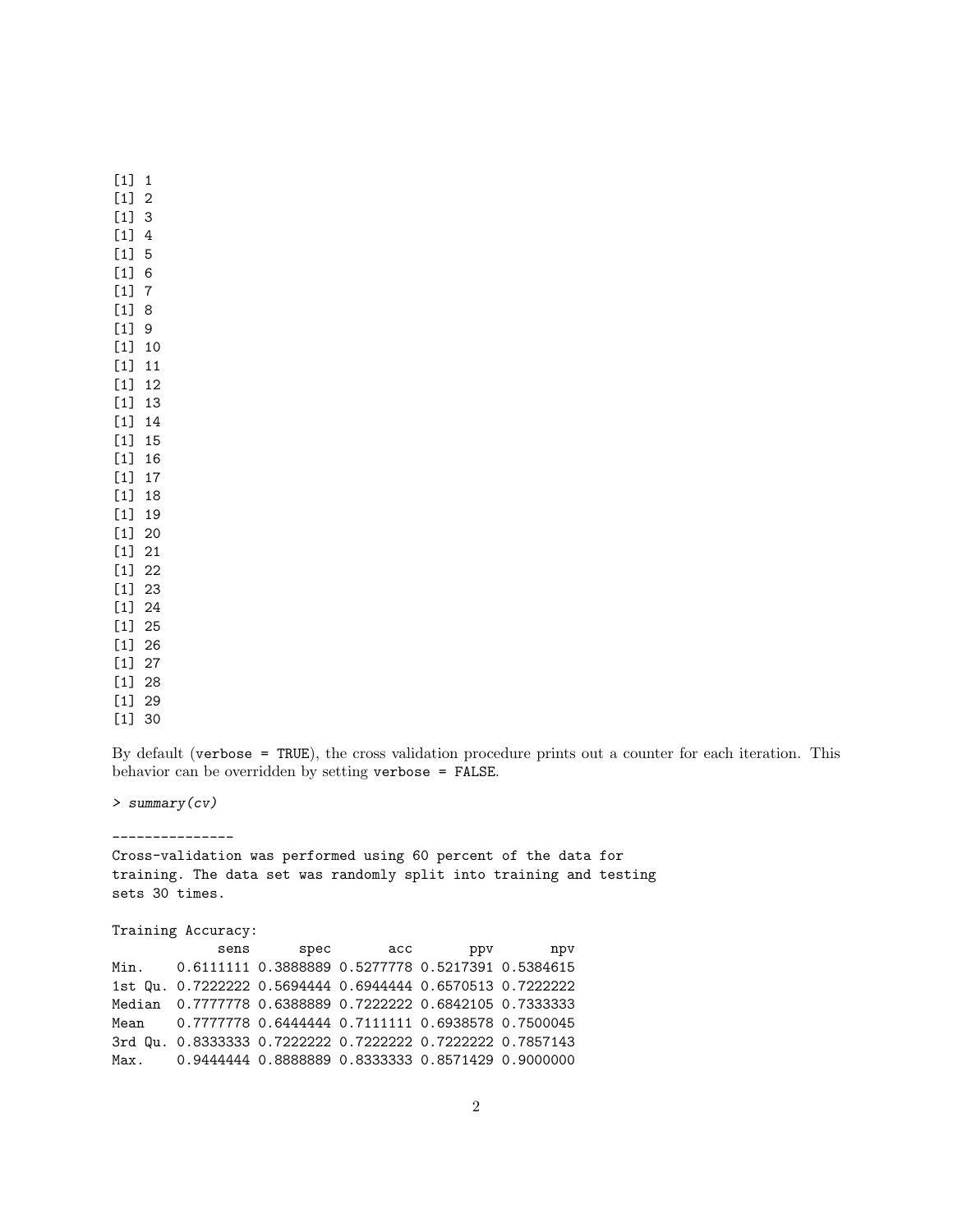```
[1] 1
[1] 2
[1] 3
[1] 4
[1] 5
[1] 6
[1] 7
[1] 8
[1] 9
[1] 10
[1] 11
[1] 12
[1] 13
[1] 14
[1] 15
[1] 16
[1] 17
[1] 18
[1] 19
[1] 20
[1] 21
[1] 22
[1] 23
[1] 24
[1] 25
[1] 26
[1] 27
[1] 28
[1] 29
[1] 30
```

By default (`verbose = TRUE`), the cross validation procedure prints out a counter for each iteration. This behavior can be overridden by setting `verbose = FALSE`.

```
> summary(cv)
```

```
---------------
Cross-validation was performed using 60 percent of the data for
training. The data set was randomly split into training and testing
sets 30 times.

Training Accuracy:
             sens      spec       acc       ppv       npv
Min.    0.6111111 0.3888889 0.5277778 0.5217391 0.5384615
1st Qu. 0.7222222 0.5694444 0.6944444 0.6570513 0.7222222
Median  0.7777778 0.6388889 0.7222222 0.6842105 0.7333333
Mean    0.7777778 0.6444444 0.7111111 0.6938578 0.7500045
3rd Qu. 0.8333333 0.7222222 0.7222222 0.7222222 0.7857143
Max.    0.9444444 0.8888889 0.8333333 0.8571429 0.9000000
```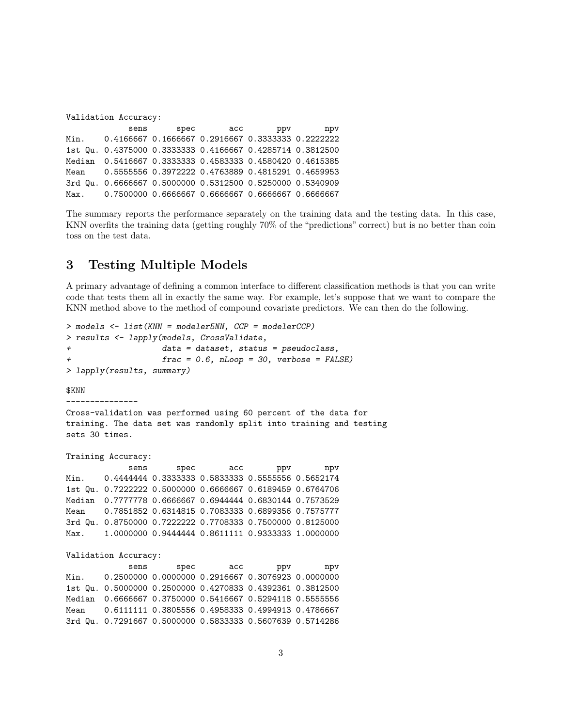```
Validation Accuracy:
             sens      spec       acc       ppv       npv
Min.    0.4166667 0.1666667 0.2916667 0.3333333 0.2222222
1st Qu. 0.4375000 0.3333333 0.4166667 0.4285714 0.3812500
Median  0.5416667 0.3333333 0.4583333 0.4580420 0.4615385
Mean    0.5555556 0.3972222 0.4763889 0.4815291 0.4659953
3rd Qu. 0.6666667 0.5000000 0.5312500 0.5250000 0.5340909
Max.    0.7500000 0.6666667 0.6666667 0.6666667 0.6666667
```

The summary reports the performance separately on the training data and the testing data. In this case, KNN overfits the training data (getting roughly 70% of the "predictions" correct) but is no better than coin toss on the test data.

# 3 Testing Multiple Models

A primary advantage of defining a common interface to different classification methods is that you can write code that tests them all in exactly the same way. For example, let's suppose that we want to compare the KNN method above to the method of compound covariate predictors. We can then do the following.

```
> models <- list(KNN = modeler5NN, CCP = modelerCCP)
> results <- lapply(models, CrossValidate,
+                   data = dataset, status = pseudoclass,
+                   frac = 0.6, nLoop = 30, verbose = FALSE)
> lapply(results, summary)

$KNN
---------------
Cross-validation was performed using 60 percent of the data for
training. The data set was randomly split into training and testing
sets 30 times.

Training Accuracy:
             sens      spec       acc       ppv       npv
Min.    0.4444444 0.3333333 0.5833333 0.5555556 0.5652174
1st Qu. 0.7222222 0.5000000 0.6666667 0.6189459 0.6764706
Median  0.7777778 0.6666667 0.6944444 0.6830144 0.7573529
Mean    0.7851852 0.6314815 0.7083333 0.6899356 0.7575777
3rd Qu. 0.8750000 0.7222222 0.7708333 0.7500000 0.8125000
Max.    1.0000000 0.9444444 0.8611111 0.9333333 1.0000000

Validation Accuracy:
             sens      spec       acc       ppv       npv
Min.    0.2500000 0.0000000 0.2916667 0.3076923 0.0000000
1st Qu. 0.5000000 0.2500000 0.4270833 0.4392361 0.3812500
Median  0.6666667 0.3750000 0.5416667 0.5294118 0.5555556
Mean    0.6111111 0.3805556 0.4958333 0.4994913 0.4786667
3rd Qu. 0.7291667 0.5000000 0.5833333 0.5607639 0.5714286
```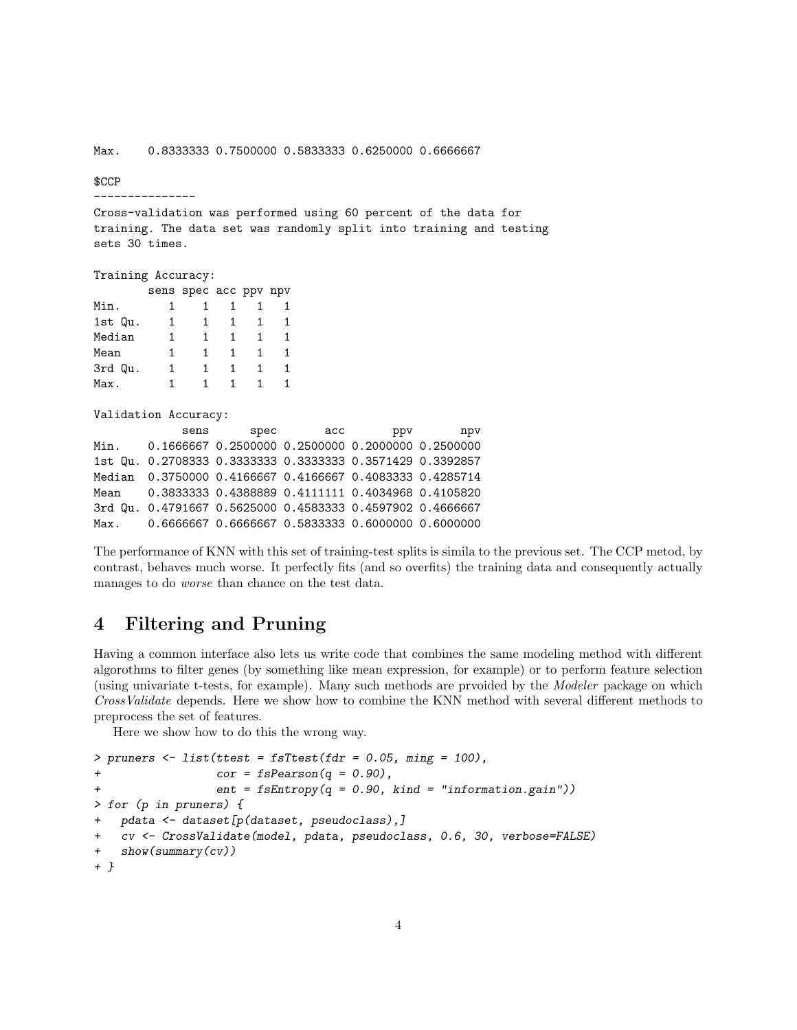```
Max.    0.8333333 0.7500000 0.5833333 0.6250000 0.6666667

$CCP
---------------
Cross-validation was performed using 60 percent of the data for
training. The data set was randomly split into training and testing
sets 30 times.

Training Accuracy:
        sens spec acc ppv npv
Min.       1    1   1   1   1
1st Qu.    1    1   1   1   1
Median     1    1   1   1   1
Mean       1    1   1   1   1
3rd Qu.    1    1   1   1   1
Max.       1    1   1   1   1

Validation Accuracy:
             sens      spec       acc       ppv       npv
Min.    0.1666667 0.2500000 0.2500000 0.2000000 0.2500000
1st Qu. 0.2708333 0.3333333 0.3333333 0.3571429 0.3392857
Median  0.3750000 0.4166667 0.4166667 0.4083333 0.4285714
Mean    0.3833333 0.4388889 0.4111111 0.4034968 0.4105820
3rd Qu. 0.4791667 0.5625000 0.4583333 0.4597902 0.4666667
Max.    0.6666667 0.6666667 0.5833333 0.6000000 0.6000000
```

The performance of KNN with this set of training-test splits is simila to the previous set. The CCP metod, by contrast, behaves much worse. It perfectly fits (and so overfits) the training data and consequently actually manages to do *worse* than chance on the test data.

# 4 Filtering and Pruning

Having a common interface also lets us write code that combines the same modeling method with different algorothms to filter genes (by something like mean expression, for example) or to perform feature selection (using univariate t-tests, for example). Many such methods are prvoided by the *Modeler* package on which *CrossValidate* depends. Here we show how to combine the KNN method with several different methods to preprocess the set of features.

Here we show how to do this the wrong way.

```
> pruners <- list(ttest = fsTtest(fdr = 0.05, ming = 100),
+                 cor = fsPearson(q = 0.90),
+                 ent = fsEntropy(q = 0.90, kind = "information.gain"))
> for (p in pruners) {
+   pdata <- dataset[p(dataset, pseudoclass),]
+   cv <- CrossValidate(model, pdata, pseudoclass, 0.6, 30, verbose=FALSE)
+   show(summary(cv))
+ }
```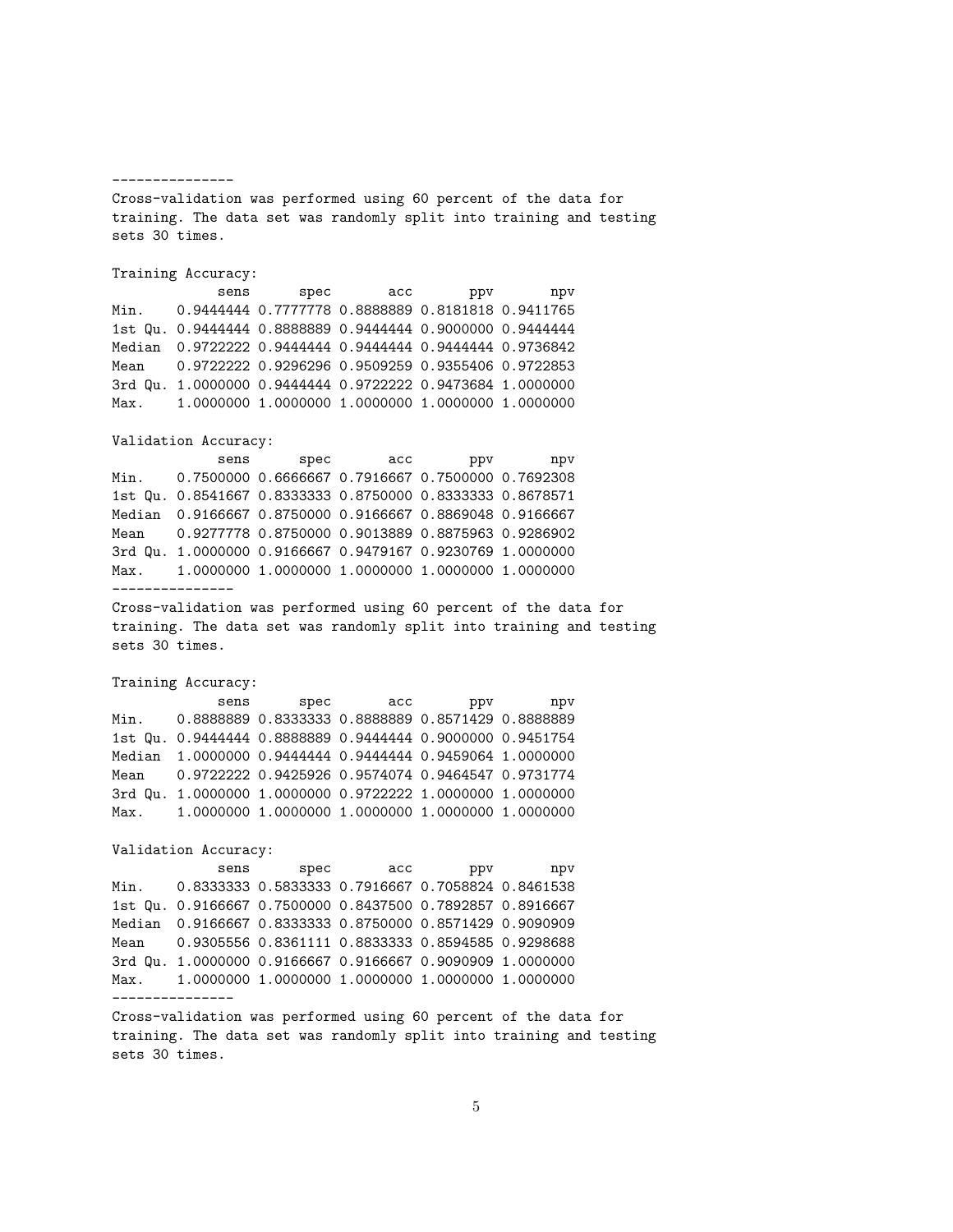---------------

Cross-validation was performed using 60 percent of the data for training. The data set was randomly split into training and testing sets 30 times.

Training Accuracy:

|  | sens | spec | acc | ppv | npv |
|---|---|---|---|---|---|
| Min. | 0.9444444 | 0.7777778 | 0.8888889 | 0.8181818 | 0.9411765 |
| 1st Qu. | 0.9444444 | 0.8888889 | 0.9444444 | 0.9000000 | 0.9444444 |
| Median | 0.9722222 | 0.9444444 | 0.9444444 | 0.9444444 | 0.9736842 |
| Mean | 0.9722222 | 0.9296296 | 0.9509259 | 0.9355406 | 0.9722853 |
| 3rd Qu. | 1.0000000 | 0.9444444 | 0.9722222 | 0.9473684 | 1.0000000 |
| Max. | 1.0000000 | 1.0000000 | 1.0000000 | 1.0000000 | 1.0000000 |

Validation Accuracy:

|  | sens | spec | acc | ppv | npv |
|---|---|---|---|---|---|
| Min. | 0.7500000 | 0.6666667 | 0.7916667 | 0.7500000 | 0.7692308 |
| 1st Qu. | 0.8541667 | 0.8333333 | 0.8750000 | 0.8333333 | 0.8678571 |
| Median | 0.9166667 | 0.8750000 | 0.9166667 | 0.8869048 | 0.9166667 |
| Mean | 0.9277778 | 0.8750000 | 0.9013889 | 0.8875963 | 0.9286902 |
| 3rd Qu. | 1.0000000 | 0.9166667 | 0.9479167 | 0.9230769 | 1.0000000 |
| Max. | 1.0000000 | 1.0000000 | 1.0000000 | 1.0000000 | 1.0000000 |

---------------

Cross-validation was performed using 60 percent of the data for training. The data set was randomly split into training and testing sets 30 times.

Training Accuracy:

|  | sens | spec | acc | ppv | npv |
|---|---|---|---|---|---|
| Min. | 0.8888889 | 0.8333333 | 0.8888889 | 0.8571429 | 0.8888889 |
| 1st Qu. | 0.9444444 | 0.8888889 | 0.9444444 | 0.9000000 | 0.9451754 |
| Median | 1.0000000 | 0.9444444 | 0.9444444 | 0.9459064 | 1.0000000 |
| Mean | 0.9722222 | 0.9425926 | 0.9574074 | 0.9464547 | 0.9731774 |
| 3rd Qu. | 1.0000000 | 1.0000000 | 0.9722222 | 1.0000000 | 1.0000000 |
| Max. | 1.0000000 | 1.0000000 | 1.0000000 | 1.0000000 | 1.0000000 |

Validation Accuracy:

|  | sens | spec | acc | ppv | npv |
|---|---|---|---|---|---|
| Min. | 0.8333333 | 0.5833333 | 0.7916667 | 0.7058824 | 0.8461538 |
| 1st Qu. | 0.9166667 | 0.7500000 | 0.8437500 | 0.7892857 | 0.8916667 |
| Median | 0.9166667 | 0.8333333 | 0.8750000 | 0.8571429 | 0.9090909 |
| Mean | 0.9305556 | 0.8361111 | 0.8833333 | 0.8594585 | 0.9298688 |
| 3rd Qu. | 1.0000000 | 0.9166667 | 0.9166667 | 0.9090909 | 1.0000000 |
| Max. | 1.0000000 | 1.0000000 | 1.0000000 | 1.0000000 | 1.0000000 |

---------------

Cross-validation was performed using 60 percent of the data for training. The data set was randomly split into training and testing sets 30 times.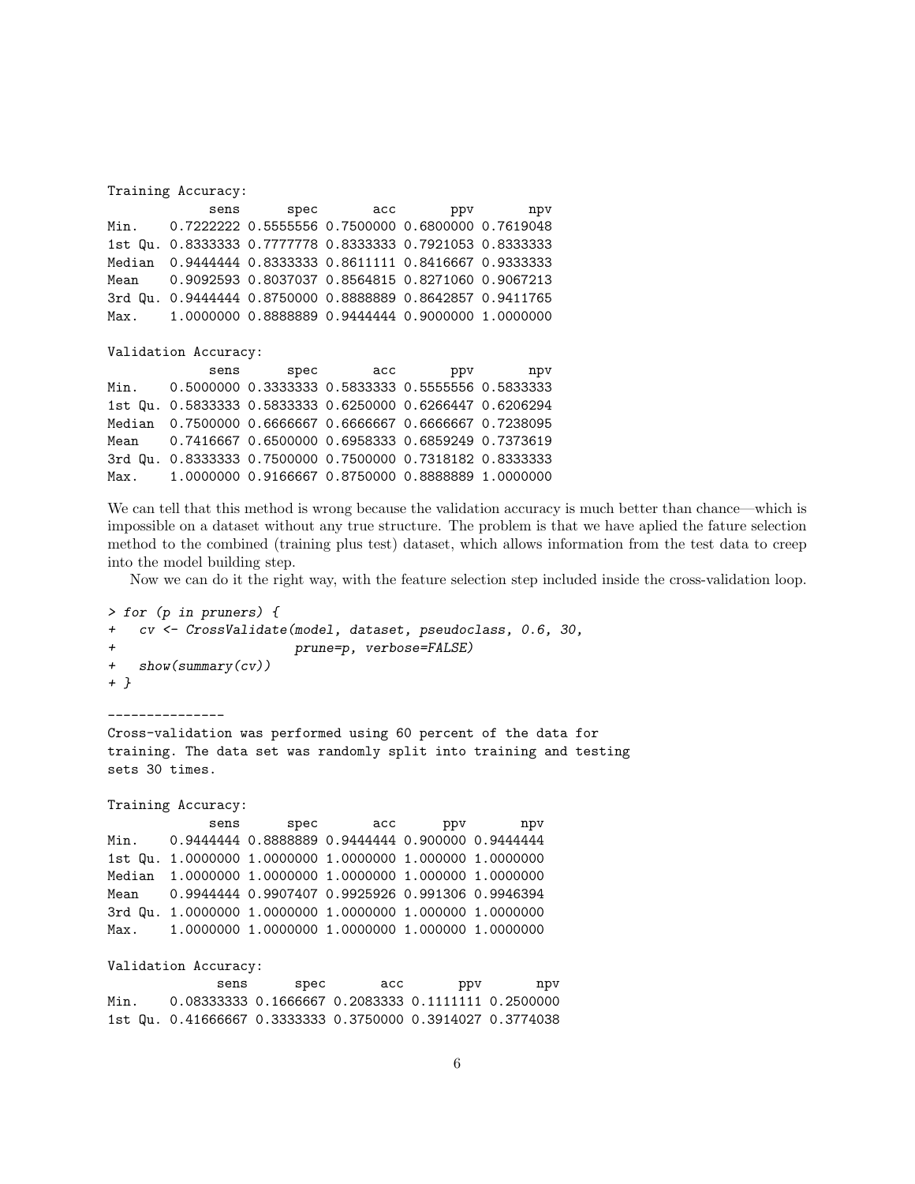```
Training Accuracy:
             sens      spec       acc       ppv       npv
Min.    0.7222222 0.5555556 0.7500000 0.6800000 0.7619048
1st Qu. 0.8333333 0.7777778 0.8333333 0.7921053 0.8333333
Median  0.9444444 0.8333333 0.8611111 0.8416667 0.9333333
Mean    0.9092593 0.8037037 0.8564815 0.8271060 0.9067213
3rd Qu. 0.9444444 0.8750000 0.8888889 0.8642857 0.9411765
Max.    1.0000000 0.8888889 0.9444444 0.9000000 1.0000000

Validation Accuracy:
             sens      spec       acc       ppv       npv
Min.    0.5000000 0.3333333 0.5833333 0.5555556 0.5833333
1st Qu. 0.5833333 0.5833333 0.6250000 0.6266447 0.6206294
Median  0.7500000 0.6666667 0.6666667 0.6666667 0.7238095
Mean    0.7416667 0.6500000 0.6958333 0.6859249 0.7373619
3rd Qu. 0.8333333 0.7500000 0.7500000 0.7318182 0.8333333
Max.    1.0000000 0.9166667 0.8750000 0.8888889 1.0000000
```

We can tell that this method is wrong because the validation accuracy is much better than chance—which is impossible on a dataset without any true structure. The problem is that we have aplied the fature selection method to the combined (training plus test) dataset, which allows information from the test data to creep into the model building step.

Now we can do it the right way, with the feature selection step included inside the cross-validation loop.

```
> for (p in pruners) {
+   cv <- CrossValidate(model, dataset, pseudoclass, 0.6, 30,
+                       prune=p, verbose=FALSE)
+   show(summary(cv))
+ }

---------------
Cross-validation was performed using 60 percent of the data for
training. The data set was randomly split into training and testing
sets 30 times.

Training Accuracy:
             sens      spec       acc      ppv       npv
Min.    0.9444444 0.8888889 0.9444444 0.900000 0.9444444
1st Qu. 1.0000000 1.0000000 1.0000000 1.000000 1.0000000
Median  1.0000000 1.0000000 1.0000000 1.000000 1.0000000
Mean    0.9944444 0.9907407 0.9925926 0.991306 0.9946394
3rd Qu. 1.0000000 1.0000000 1.0000000 1.000000 1.0000000
Max.    1.0000000 1.0000000 1.0000000 1.000000 1.0000000

Validation Accuracy:
              sens      spec       acc       ppv       npv
Min.    0.08333333 0.1666667 0.2083333 0.1111111 0.2500000
1st Qu. 0.41666667 0.3333333 0.3750000 0.3914027 0.3774038
```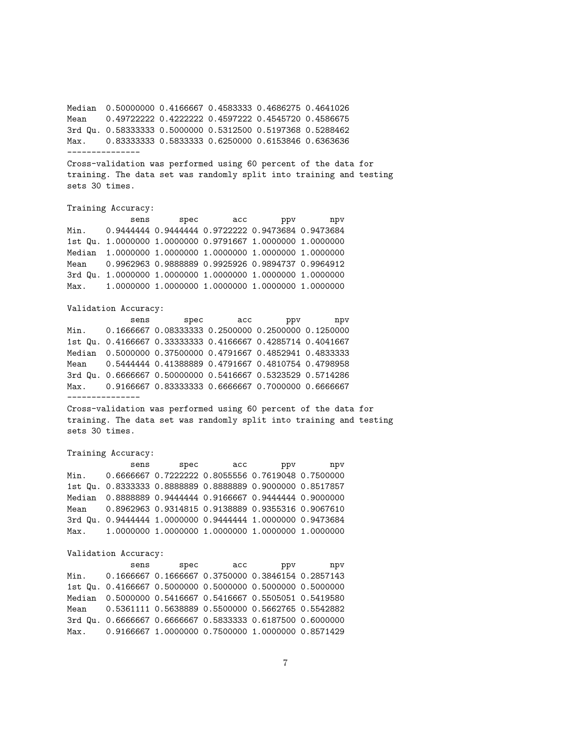```
Median  0.50000000 0.4166667 0.4583333 0.4686275 0.4641026
Mean    0.49722222 0.4222222 0.4597222 0.4545720 0.4586675
3rd Qu. 0.58333333 0.5000000 0.5312500 0.5197368 0.5288462
Max.    0.83333333 0.5833333 0.6250000 0.6153846 0.6363636
---------------
Cross-validation was performed using 60 percent of the data for
training. The data set was randomly split into training and testing
sets 30 times.

Training Accuracy:
             sens      spec       acc       ppv       npv
Min.    0.9444444 0.9444444 0.9722222 0.9473684 0.9473684
1st Qu. 1.0000000 1.0000000 0.9791667 1.0000000 1.0000000
Median  1.0000000 1.0000000 1.0000000 1.0000000 1.0000000
Mean    0.9962963 0.9888889 0.9925926 0.9894737 0.9964912
3rd Qu. 1.0000000 1.0000000 1.0000000 1.0000000 1.0000000
Max.    1.0000000 1.0000000 1.0000000 1.0000000 1.0000000

Validation Accuracy:
             sens       spec       acc       ppv       npv
Min.    0.1666667 0.08333333 0.2500000 0.2500000 0.1250000
1st Qu. 0.4166667 0.33333333 0.4166667 0.4285714 0.4041667
Median  0.5000000 0.37500000 0.4791667 0.4852941 0.4833333
Mean    0.5444444 0.41388889 0.4791667 0.4810754 0.4798958
3rd Qu. 0.6666667 0.50000000 0.5416667 0.5323529 0.5714286
Max.    0.9166667 0.83333333 0.6666667 0.7000000 0.6666667
---------------
Cross-validation was performed using 60 percent of the data for
training. The data set was randomly split into training and testing
sets 30 times.

Training Accuracy:
             sens      spec       acc       ppv       npv
Min.    0.6666667 0.7222222 0.8055556 0.7619048 0.7500000
1st Qu. 0.8333333 0.8888889 0.8888889 0.9000000 0.8517857
Median  0.8888889 0.9444444 0.9166667 0.9444444 0.9000000
Mean    0.8962963 0.9314815 0.9138889 0.9355316 0.9067610
3rd Qu. 0.9444444 1.0000000 0.9444444 1.0000000 0.9473684
Max.    1.0000000 1.0000000 1.0000000 1.0000000 1.0000000

Validation Accuracy:
             sens      spec       acc       ppv       npv
Min.    0.1666667 0.1666667 0.3750000 0.3846154 0.2857143
1st Qu. 0.4166667 0.5000000 0.5000000 0.5000000 0.5000000
Median  0.5000000 0.5416667 0.5416667 0.5505051 0.5419580
Mean    0.5361111 0.5638889 0.5500000 0.5662765 0.5542882
3rd Qu. 0.6666667 0.6666667 0.5833333 0.6187500 0.6000000
Max.    0.9166667 1.0000000 0.7500000 1.0000000 0.8571429
```